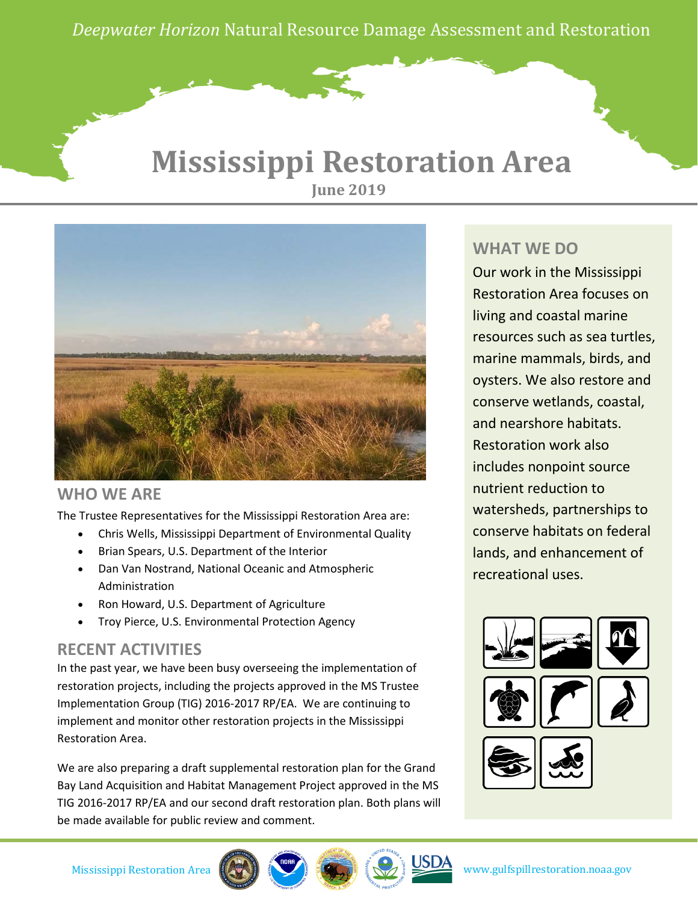*Deepwater Horizon* Natural Resource Damage Assessment and Restoration

# Mississippi Restoration Area

**June 2019**

## WHO WE ARE

The Trustee Representatives for the Mississippi Restoration Area are:

- Chris Wells, Mississippi Department of Environmental Quality
- Brian Spears, U.S. Department of the Interior
- Dan Van Nostrand, National Oceanic and Atmospheric Administration
- Ron Howard, U.S. Department of Agriculture
- Troy Pierce, U.S. Environmental Protection Agency

## RECENT ACTIVITIES

In the past year, we have been busy overseeing the implementation of restoration projects, including the projects approved in the MS Trustee Implementation Group (TIG) 2016-2017 RP/EA. We are continuing to implement and monitor other restoration projects in the Mississippi Restoration Area.

We are also preparing a draft supplemental restoration plan for the Grand Bay Land Acquisition and Habitat Management Project approved in the MS TIG 2016-2017 RP/EA and our second draft restoration plan. Both plans will be made available for public review and comment.

## WHAT WE DO

Our work in the Mississippi Restoration Area focuses on living and coastal marine resources such as sea turtles, marine mammals, birds, and oysters. We also restore and conserve wetlands, coastal, and nearshore habitats. Restoration work also includes nonpoint source nutrient reduction to watersheds, partnerships to conserve habitats on federal lands, and enhancement of recreational uses.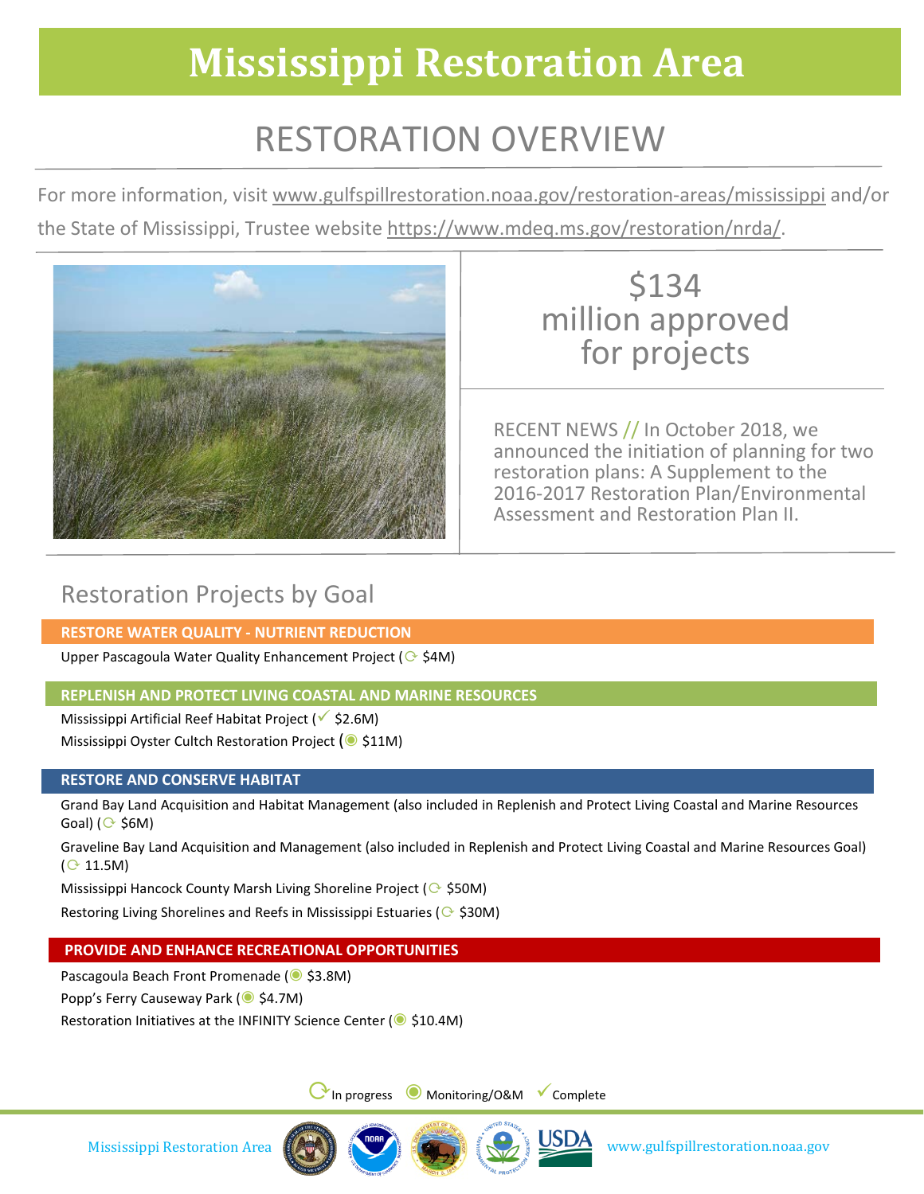# Mississippi Restoration Area

## RESTORATION OVERVIEW

For more information, visit www.gulfspillrestoration.noaa.gov/restoration-areas/mississippi and/or the State of Mississippi, Trustee website https://www.mdeq.ms.gov/restoration/nrda/.

$134 million approved for projects

RECENT NEWS // In October 2018, we announced the initiation of planning for two restoration plans: A Supplement to the 2016-2017 Restoration Plan/Environmental Assessment and Restoration Plan II.

## Restoration Projects by Goal

### RESTORE WATER QUALITY - NUTRIENT REDUCTION

Upper Pascagoula Water Quality Enhancement Project (⟳ $4M)

### REPLENISH AND PROTECT LIVING COASTAL AND MARINE RESOURCES

Mississippi Artificial Reef Habitat Project (✓ $2.6M)

Mississippi Oyster Cultch Restoration Project (◉ $11M)

### RESTORE AND CONSERVE HABITAT

Grand Bay Land Acquisition and Habitat Management (also included in Replenish and Protect Living Coastal and Marine Resources Goal) (⟳ $6M)

Graveline Bay Land Acquisition and Management (also included in Replenish and Protect Living Coastal and Marine Resources Goal) (⟳ 11.5M)

Mississippi Hancock County Marsh Living Shoreline Project (⟳ $50M)

Restoring Living Shorelines and Reefs in Mississippi Estuaries (⟳ $30M)

### PROVIDE AND ENHANCE RECREATIONAL OPPORTUNITIES

Pascagoula Beach Front Promenade (◉ $3.8M)

Popp's Ferry Causeway Park (◉ $4.7M)

Restoration Initiatives at the INFINITY Science Center (◉ $10.4M)

⟳ In progress ◉ Monitoring/O&M ✓ Complete

Mississippi Restoration Area www.gulfspillrestoration.noaa.gov